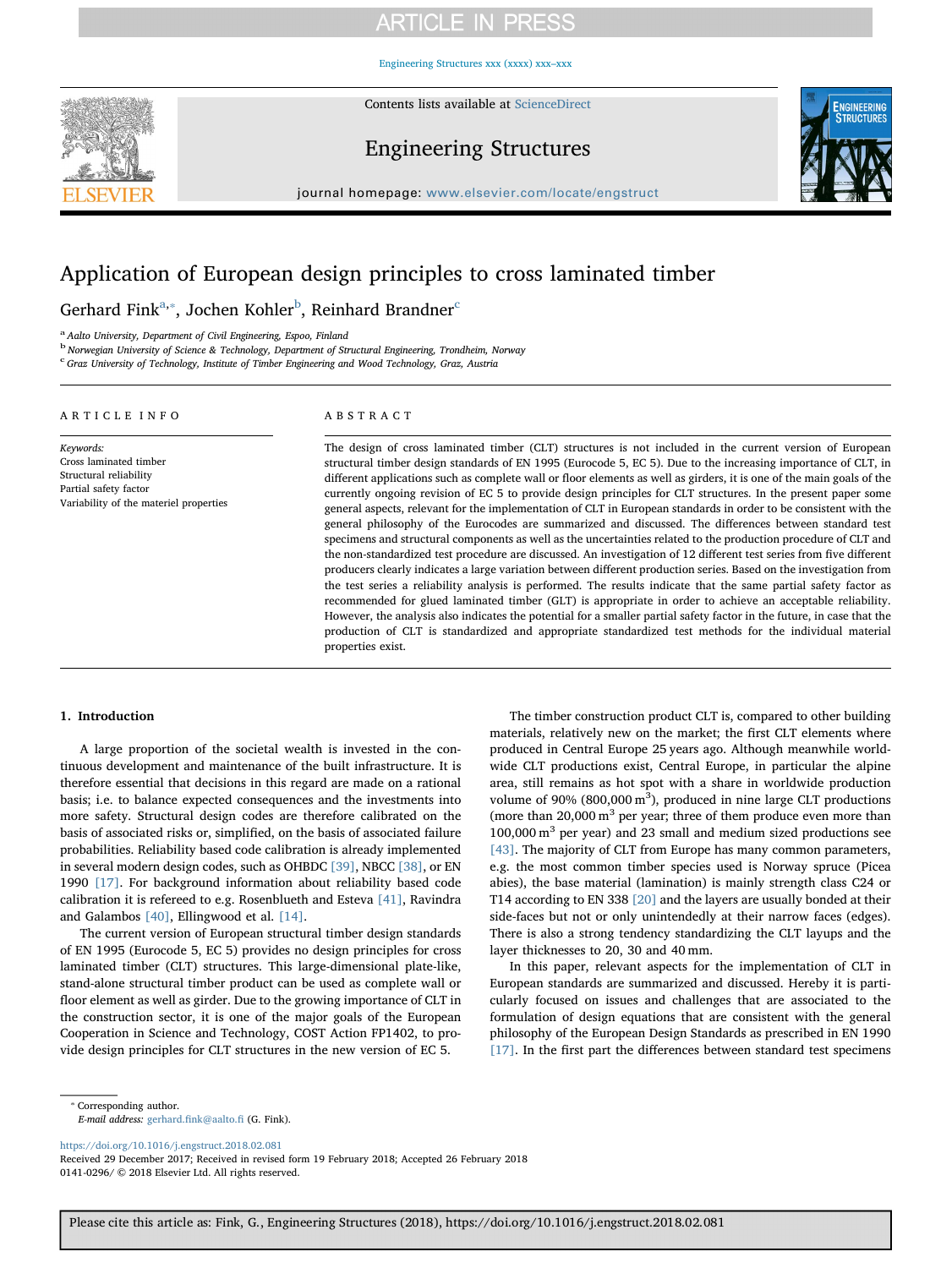# Application of European design principles to cross laminated timber

Gerhard Fink[a,*], Jochen Kohler[b], Reinhard Brandner[c]

[a] Aalto University, Department of Civil Engineering, Espoo, Finland
[b] Norwegian University of Science & Technology, Department of Structural Engineering, Trondheim, Norway
[c] Graz University of Technology, Institute of Timber Engineering and Wood Technology, Graz, Austria

## ARTICLE INFO

*Keywords:*
Cross laminated timber
Structural reliability
Partial safety factor
Variability of the materiel properties

## ABSTRACT

The design of cross laminated timber (CLT) structures is not included in the current version of European structural timber design standards of EN 1995 (Eurocode 5, EC 5). Due to the increasing importance of CLT, in different applications such as complete wall or floor elements as well as girders, it is one of the main goals of the currently ongoing revision of EC 5 to provide design principles for CLT structures. In the present paper some general aspects, relevant for the implementation of CLT in European standards in order to be consistent with the general philosophy of the Eurocodes are summarized and discussed. The differences between standard test specimens and structural components as well as the uncertainties related to the production procedure of CLT and the non-standardized test procedure are discussed. An investigation of 12 different test series from five different producers clearly indicates a large variation between different production series. Based on the investigation from the test series a reliability analysis is performed. The results indicate that the same partial safety factor as recommended for glued laminated timber (GLT) is appropriate in order to achieve an acceptable reliability. However, the analysis also indicates the potential for a smaller partial safety factor in the future, in case that the production of CLT is standardized and appropriate standardized test methods for the individual material properties exist.

## 1. Introduction

A large proportion of the societal wealth is invested in the continuous development and maintenance of the built infrastructure. It is therefore essential that decisions in this regard are made on a rational basis; i.e. to balance expected consequences and the investments into more safety. Structural design codes are therefore calibrated on the basis of associated risks or, simplified, on the basis of associated failure probabilities. Reliability based code calibration is already implemented in several modern design codes, such as OHBDC [39], NBCC [38], or EN 1990 [17]. For background information about reliability based code calibration it is refereed to e.g. Rosenblueth and Esteva [41], Ravindra and Galambos [40], Ellingwood et al. [14].

The current version of European structural timber design standards of EN 1995 (Eurocode 5, EC 5) provides no design principles for cross laminated timber (CLT) structures. This large-dimensional plate-like, stand-alone structural timber product can be used as complete wall or floor element as well as girder. Due to the growing importance of CLT in the construction sector, it is one of the major goals of the European Cooperation in Science and Technology, COST Action FP1402, to provide design principles for CLT structures in the new version of EC 5.

The timber construction product CLT is, compared to other building materials, relatively new on the market; the first CLT elements where produced in Central Europe 25 years ago. Although meanwhile worldwide CLT productions exist, Central Europe, in particular the alpine area, still remains as hot spot with a share in worldwide production volume of 90% (800,000 m$^3$), produced in nine large CLT productions (more than 20,000 m$^3$ per year; three of them produce even more than 100,000 m$^3$ per year) and 23 small and medium sized productions see [43]. The majority of CLT from Europe has many common parameters, e.g. the most common timber species used is Norway spruce (Picea abies), the base material (lamination) is mainly strength class C24 or T14 according to EN 338 [20] and the layers are usually bonded at their side-faces but not or only unintendedly at their narrow faces (edges). There is also a strong tendency standardizing the CLT layups and the layer thicknesses to 20, 30 and 40 mm.

In this paper, relevant aspects for the implementation of CLT in European standards are summarized and discussed. Hereby it is particularly focused on issues and challenges that are associated to the formulation of design equations that are consistent with the general philosophy of the European Design Standards as prescribed in EN 1990 [17]. In the first part the differences between standard test specimens

\* Corresponding author.
*E-mail address:* gerhard.fink@aalto.fi (G. Fink).

https://doi.org/10.1016/j.engstruct.2018.02.081
Received 29 December 2017; Received in revised form 19 February 2018; Accepted 26 February 2018
0141-0296/ © 2018 Elsevier Ltd. All rights reserved.

Please cite this article as: Fink, G., Engineering Structures (2018), https://doi.org/10.1016/j.engstruct.2018.02.081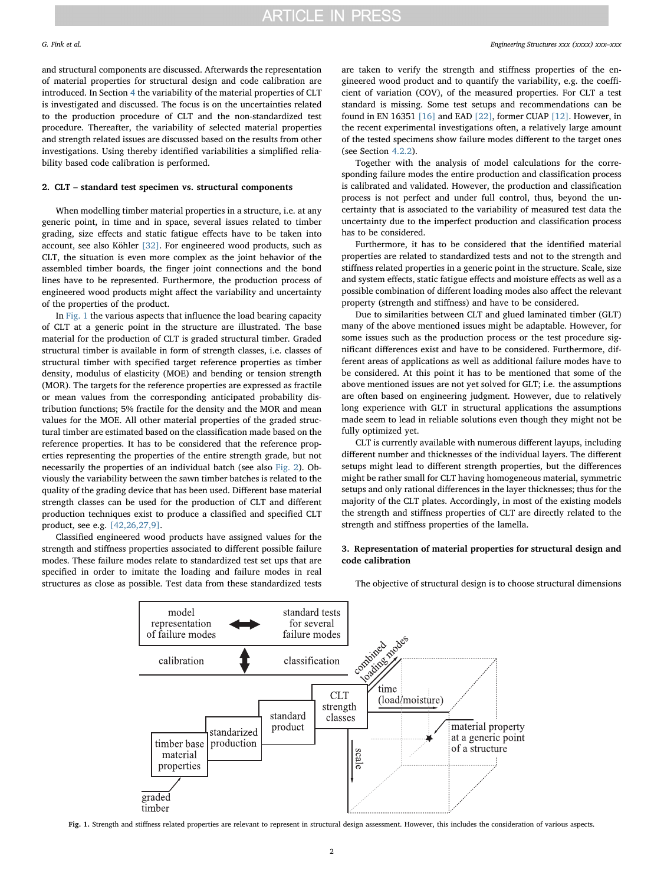and structural components are discussed. Afterwards the representation of material properties for structural design and code calibration are introduced. In Section 4 the variability of the material properties of CLT is investigated and discussed. The focus is on the uncertainties related to the production procedure of CLT and the non-standardized test procedure. Thereafter, the variability of selected material properties and strength related issues are discussed based on the results from other investigations. Using thereby identified variabilities a simplified reliability based code calibration is performed.

## 2. CLT – standard test specimen vs. structural components

When modelling timber material properties in a structure, i.e. at any generic point, in time and in space, several issues related to timber grading, size effects and static fatigue effects have to be taken into account, see also Köhler [32]. For engineered wood products, such as CLT, the situation is even more complex as the joint behavior of the assembled timber boards, the finger joint connections and the bond lines have to be represented. Furthermore, the production process of engineered wood products might affect the variability and uncertainty of the properties of the product.

In Fig. 1 the various aspects that influence the load bearing capacity of CLT at a generic point in the structure are illustrated. The base material for the production of CLT is graded structural timber. Graded structural timber is available in form of strength classes, i.e. classes of structural timber with specified target reference properties as timber density, modulus of elasticity (MOE) and bending or tension strength (MOR). The targets for the reference properties are expressed as fractile or mean values from the corresponding anticipated probability distribution functions; 5% fractile for the density and the MOR and mean values for the MOE. All other material properties of the graded structural timber are estimated based on the classification made based on the reference properties. It has to be considered that the reference properties representing the properties of the entire strength grade, but not necessarily the properties of an individual batch (see also Fig. 2). Obviously the variability between the sawn timber batches is related to the quality of the grading device that has been used. Different base material strength classes can be used for the production of CLT and different production techniques exist to produce a classified and specified CLT product, see e.g. [42,26,27,9].

Classified engineered wood products have assigned values for the strength and stiffness properties associated to different possible failure modes. These failure modes relate to standardized test set ups that are specified in order to imitate the loading and failure modes in real structures as close as possible. Test data from these standardized tests are taken to verify the strength and stiffness properties of the engineered wood product and to quantify the variability, e.g. the coefficient of variation (COV), of the measured properties. For CLT a test standard is missing. Some test setups and recommendations can be found in EN 16351 [16] and EAD [22], former CUAP [12]. However, in the recent experimental investigations often, a relatively large amount of the tested specimens show failure modes different to the target ones (see Section 4.2.2).

Together with the analysis of model calculations for the corresponding failure modes the entire production and classification process is calibrated and validated. However, the production and classification process is not perfect and under full control, thus, beyond the uncertainty that is associated to the variability of measured test data the uncertainty due to the imperfect production and classification process has to be considered.

Furthermore, it has to be considered that the identified material properties are related to standardized tests and not to the strength and stiffness related properties in a generic point in the structure. Scale, size and system effects, static fatigue effects and moisture effects as well as a possible combination of different loading modes also affect the relevant property (strength and stiffness) and have to be considered.

Due to similarities between CLT and glued laminated timber (GLT) many of the above mentioned issues might be adaptable. However, for some issues such as the production process or the test procedure significant differences exist and have to be considered. Furthermore, different areas of applications as well as additional failure modes have to be considered. At this point it has to be mentioned that some of the above mentioned issues are not yet solved for GLT; i.e. the assumptions are often based on engineering judgment. However, due to relatively long experience with GLT in structural applications the assumptions made seem to lead in reliable solutions even though they might not be fully optimized yet.

CLT is currently available with numerous different layups, including different number and thicknesses of the individual layers. The different setups might lead to different strength properties, but the differences might be rather small for CLT having homogeneous material, symmetric setups and only rational differences in the layer thicknesses; thus for the majority of the CLT plates. Accordingly, in most of the existing models the strength and stiffness properties of CLT are directly related to the strength and stiffness properties of the lamella.

## 3. Representation of material properties for structural design and code calibration

The objective of structural design is to choose structural dimensions

Fig. 1. Strength and stiffness related properties are relevant to represent in structural design assessment. However, this includes the consideration of various aspects.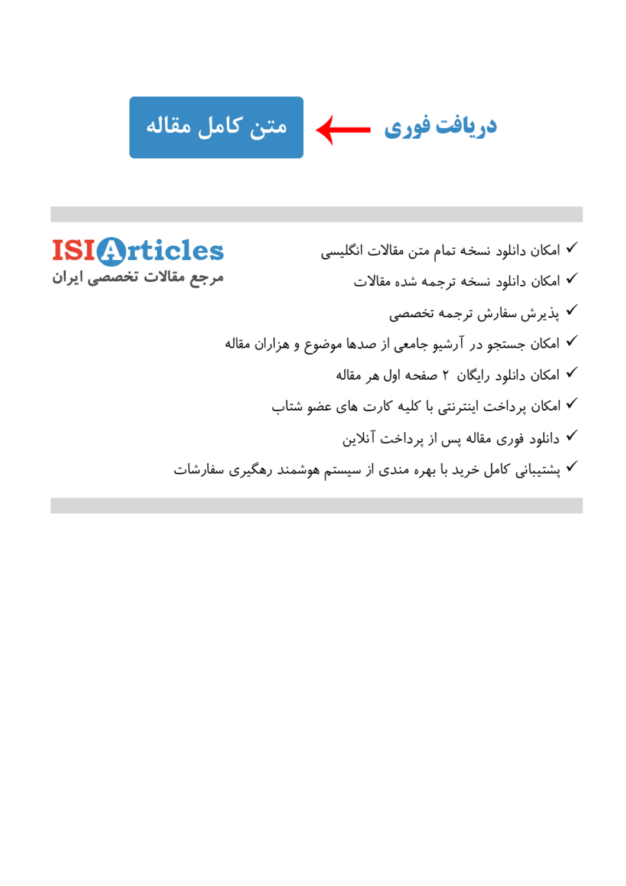دریافت فوری ← متن کامل مقاله

**ISIArticles**

مرجع مقالات تخصصی ایران

- ✓ امکان دانلود نسخه تمام متن مقالات انگلیسی
- ✓ امکان دانلود نسخه ترجمه شده مقالات
- ✓ پذیرش سفارش ترجمه تخصصی
- ✓ امکان جستجو در آرشیو جامعی از صدها موضوع و هزاران مقاله
- ✓ امکان دانلود رایگان ۲ صفحه اول هر مقاله
- ✓ امکان پرداخت اینترنتی با کلیه کارت های عضو شتاب
- ✓ دانلود فوری مقاله پس از پرداخت آنلاین
- ✓ پشتیبانی کامل خرید با بهره مندی از سیستم هوشمند رهگیری سفارشات